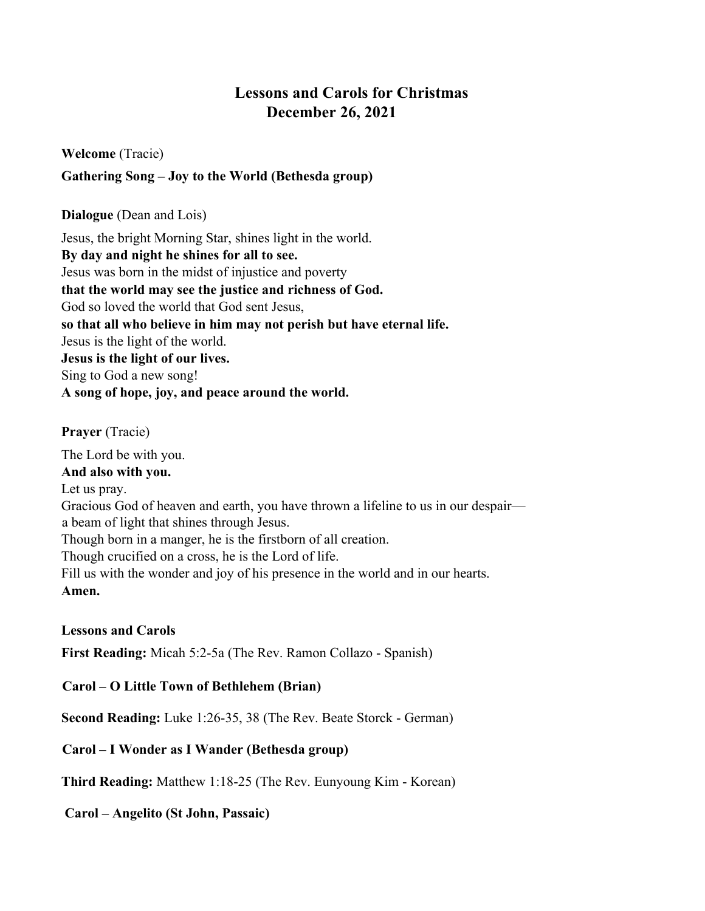# Lessons and Carols for Christmas
## December 26, 2021

**Welcome** (Tracie)

**Gathering Song – Joy to the World (Bethesda group)**

**Dialogue** (Dean and Lois)

Jesus, the bright Morning Star, shines light in the world.
**By day and night he shines for all to see.**
Jesus was born in the midst of injustice and poverty
**that the world may see the justice and richness of God.**
God so loved the world that God sent Jesus,
**so that all who believe in him may not perish but have eternal life.**
Jesus is the light of the world.
**Jesus is the light of our lives.**
Sing to God a new song!
**A song of hope, joy, and peace around the world.**

**Prayer** (Tracie)

The Lord be with you.
**And also with you.**
Let us pray.
Gracious God of heaven and earth, you have thrown a lifeline to us in our despair—
a beam of light that shines through Jesus.
Though born in a manger, he is the firstborn of all creation.
Though crucified on a cross, he is the Lord of life.
Fill us with the wonder and joy of his presence in the world and in our hearts.
**Amen.**

**Lessons and Carols**

**First Reading:** Micah 5:2-5a (The Rev. Ramon Collazo - Spanish)

**Carol – O Little Town of Bethlehem (Brian)**

**Second Reading:** Luke 1:26-35, 38 (The Rev. Beate Storck - German)

**Carol – I Wonder as I Wander (Bethesda group)**

**Third Reading:** Matthew 1:18-25 (The Rev. Eunyoung Kim - Korean)

**Carol – Angelito (St John, Passaic)**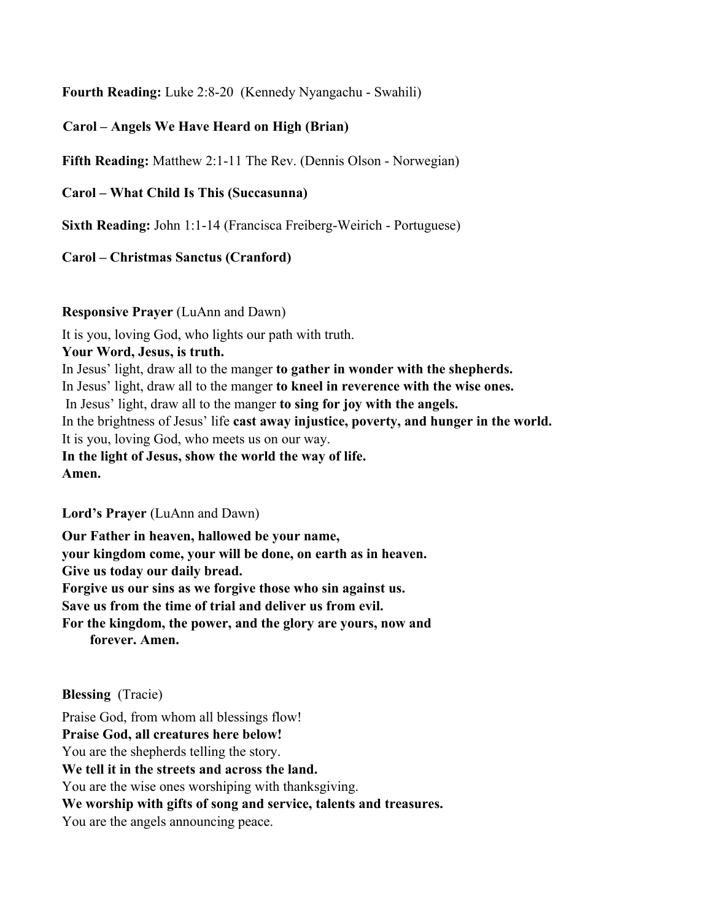**Fourth Reading:** Luke 2:8-20 (Kennedy Nyangachu - Swahili)

**Carol – Angels We Have Heard on High (Brian)**

**Fifth Reading:** Matthew 2:1-11 The Rev. (Dennis Olson - Norwegian)

**Carol – What Child Is This (Succasunna)**

**Sixth Reading:** John 1:1-14 (Francisca Freiberg-Weirich - Portuguese)

**Carol – Christmas Sanctus (Cranford)**

**Responsive Prayer** (LuAnn and Dawn)

It is you, loving God, who lights our path with truth.
**Your Word, Jesus, is truth.**
In Jesus' light, draw all to the manger **to gather in wonder with the shepherds.**
In Jesus' light, draw all to the manger **to kneel in reverence with the wise ones.**
In Jesus' light, draw all to the manger **to sing for joy with the angels.**
In the brightness of Jesus' life **cast away injustice, poverty, and hunger in the world.**
It is you, loving God, who meets us on our way.
**In the light of Jesus, show the world the way of life.**
**Amen.**

**Lord's Prayer** (LuAnn and Dawn)

**Our Father in heaven, hallowed be your name,**
**your kingdom come, your will be done, on earth as in heaven.**
**Give us today our daily bread.**
**Forgive us our sins as we forgive those who sin against us.**
**Save us from the time of trial and deliver us from evil.**
**For the kingdom, the power, and the glory are yours, now and forever. Amen.**

**Blessing** (Tracie)

Praise God, from whom all blessings flow!
**Praise God, all creatures here below!**
You are the shepherds telling the story.
**We tell it in the streets and across the land.**
You are the wise ones worshiping with thanksgiving.
**We worship with gifts of song and service, talents and treasures.**
You are the angels announcing peace.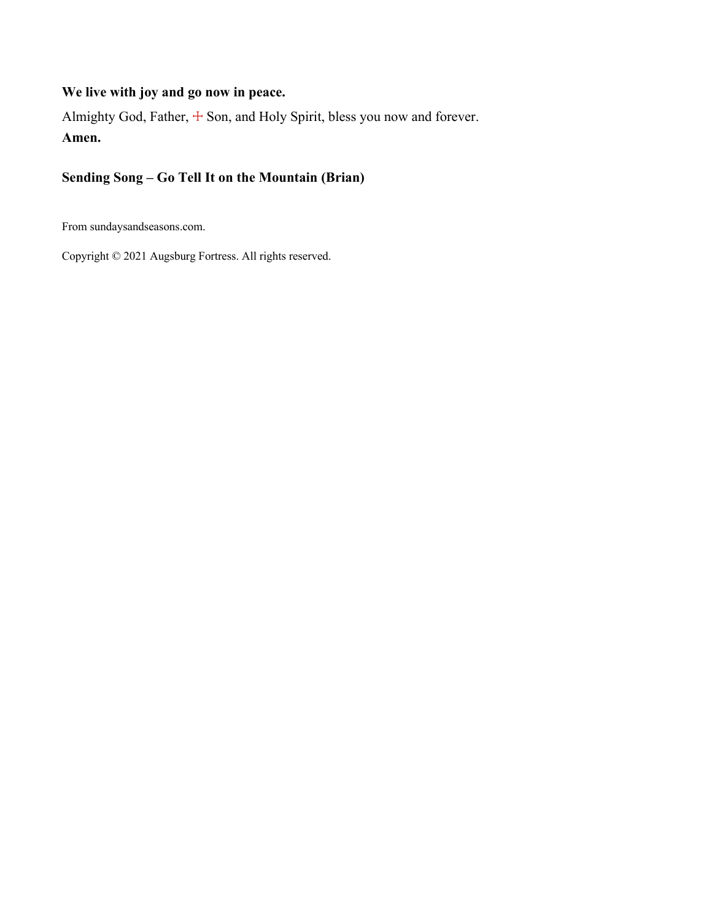**We live with joy and go now in peace.**

Almighty God, Father, ☩ Son, and Holy Spirit, bless you now and forever.
**Amen.**

**Sending Song – Go Tell It on the Mountain (Brian)**

From sundaysandseasons.com.

Copyright © 2021 Augsburg Fortress. All rights reserved.